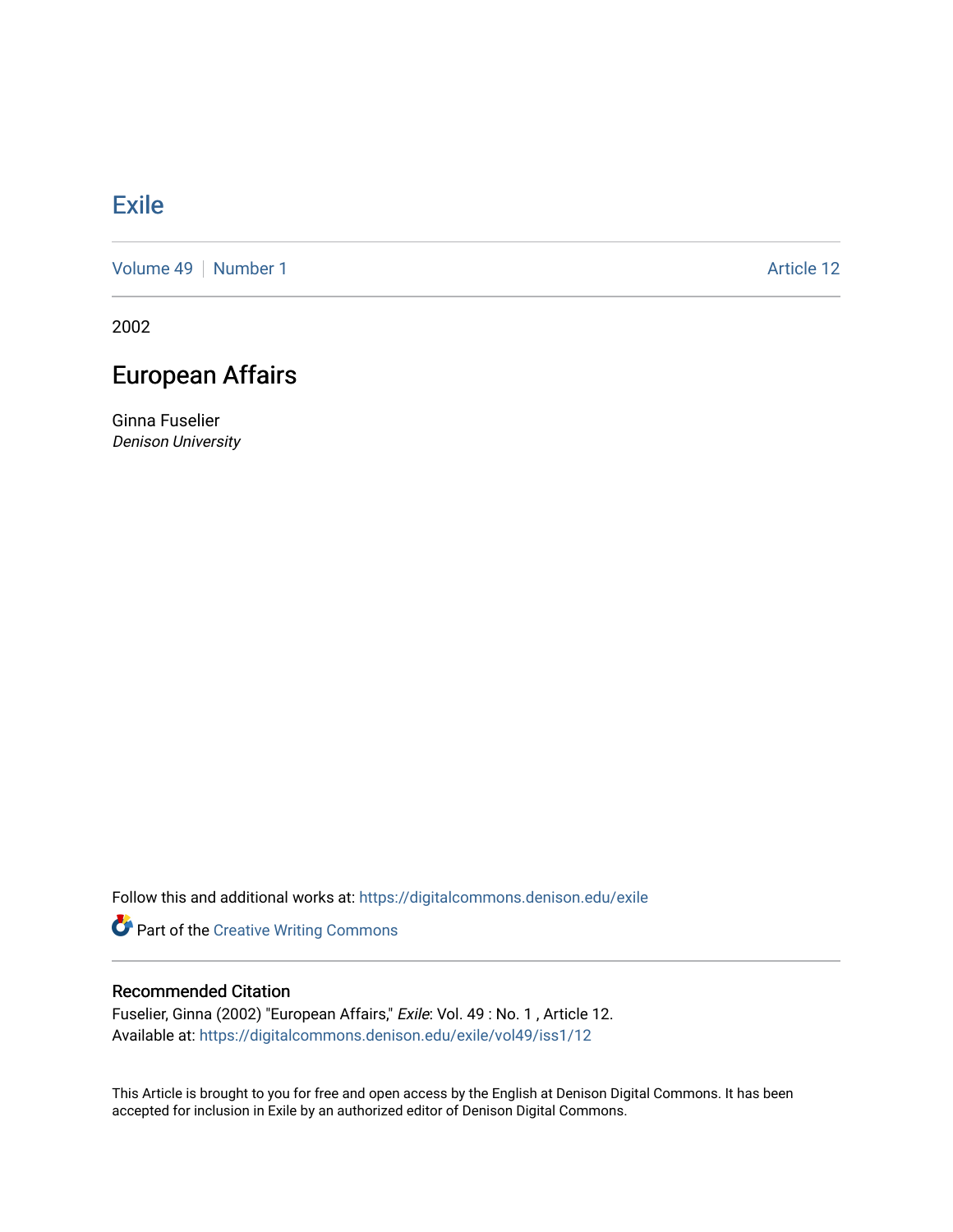# Exile

Volume 49 | Number 1 Article 12

2002

## European Affairs

Ginna Fuselier
*Denison University*

Follow this and additional works at: https://digitalcommons.denison.edu/exile

Part of the Creative Writing Commons

### Recommended Citation

Fuselier, Ginna (2002) "European Affairs," *Exile*: Vol. 49 : No. 1 , Article 12.
Available at: https://digitalcommons.denison.edu/exile/vol49/iss1/12

This Article is brought to you for free and open access by the English at Denison Digital Commons. It has been accepted for inclusion in Exile by an authorized editor of Denison Digital Commons.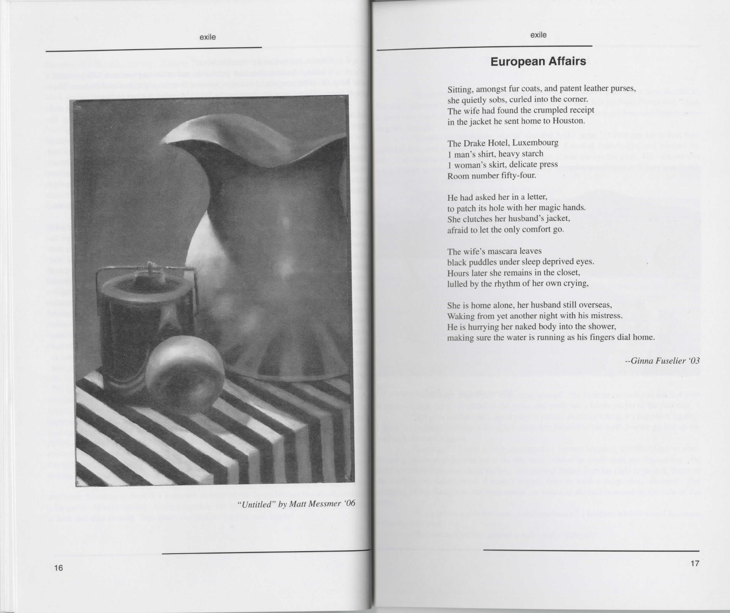"Untitled" by Matt Messmer '06

## European Affairs

Sitting, amongst fur coats, and patent leather purses,
she quietly sobs, curled into the corner.
The wife had found the crumpled receipt
in the jacket he sent home to Houston.

The Drake Hotel, Luxembourg
1 man's shirt, heavy starch
1 woman's skirt, delicate press
Room number fifty-four.

He had asked her in a letter,
to patch its hole with her magic hands.
She clutches her husband's jacket,
afraid to let the only comfort go.

The wife's mascara leaves
black puddles under sleep deprived eyes.
Hours later she remains in the closet,
lulled by the rhythm of her own crying,

She is home alone, her husband still overseas,
Waking from yet another night with his mistress.
He is hurrying her naked body into the shower,
making sure the water is running as his fingers dial home.

*--Ginna Fuselier '03*